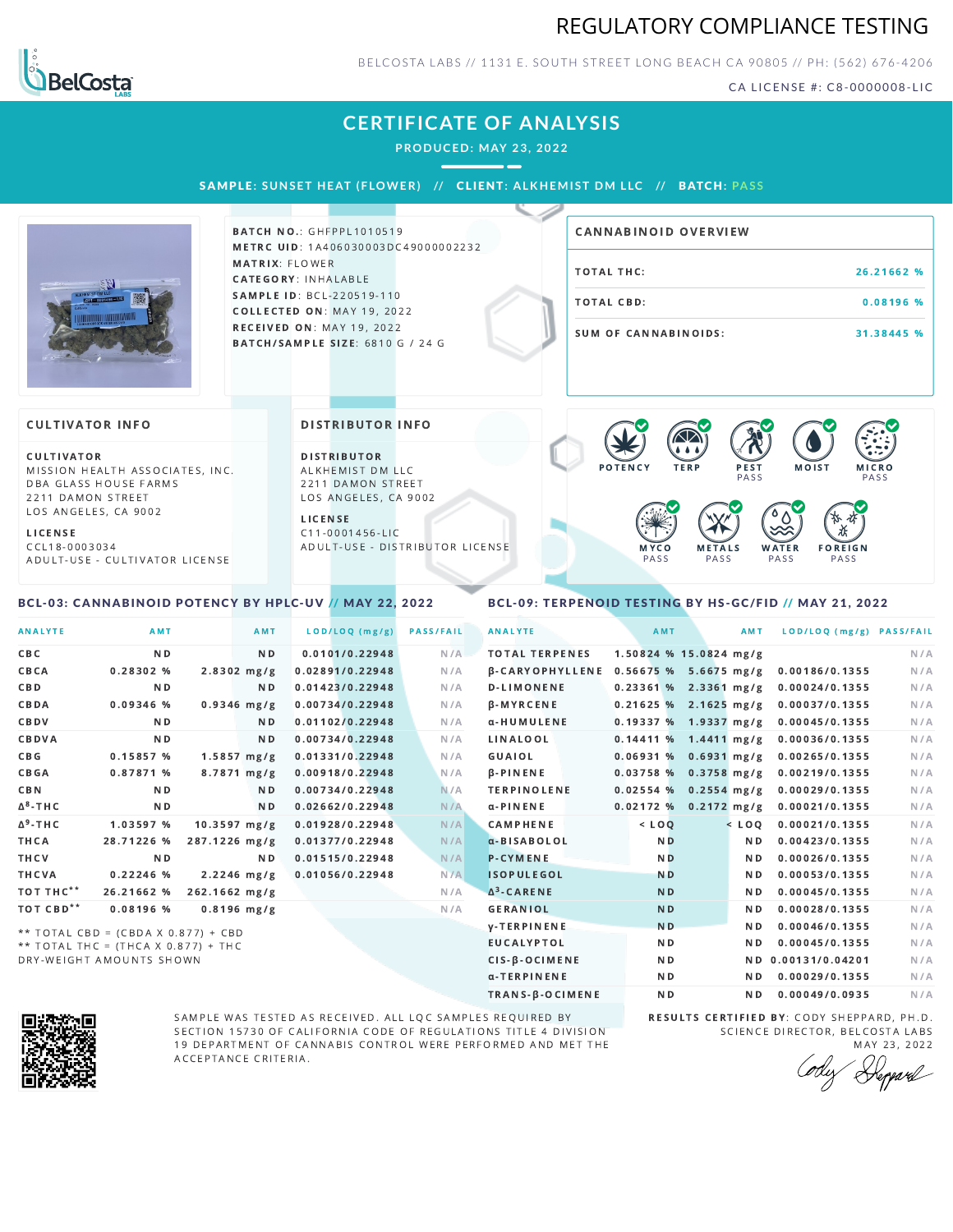# REGULATORY COMPLIANCE TESTING

BELCOSTA LABS // 1131 E. SOUTH STREET LONG BEACH CA 90805 // PH: (562) 676-4206

CA LICENSE #: C8-0000008-LIC

## CERTIFICATE OF ANALYSIS

**PRODUCED: MAY 23, 2022**

**SAMPLE:** SUNSET HEAT (FLOWER) // **CLIENT:** ALKHEMIST DM LLC // **BATCH:** PASS

**BATCH NO.:** GHFPPL1010519
**METRC UID:** 1A406030003DC49000002232
**MATRIX:** FLOWER
**CATEGORY:** INHALABLE
**SAMPLE ID:** BCL-220519-110
**COLLECTED ON:** MAY 19, 2022
**RECEIVED ON:** MAY 19, 2022
**BATCH/SAMPLE SIZE:** 6810 G / 24 G

### CANNABINOID OVERVIEW

| | |
|---|---|
| TOTAL THC: | 26.21662 % |
| TOTAL CBD: | 0.08196 % |
| SUM OF CANNABINOIDS: | 31.38445 % |

### CULTIVATOR INFO

**CULTIVATOR**
MISSION HEALTH ASSOCIATES, INC.
DBA GLASS HOUSE FARMS
2211 DAMON STREET
LOS ANGELES, CA 9002

**LICENSE**
CCL18-0003034
ADULT-USE - CULTIVATOR LICENSE

### DISTRIBUTOR INFO

**DISTRIBUTOR**
ALKHEMIST DM LLC
2211 DAMON STREET
LOS ANGELES, CA 9002

**LICENSE**
C11-0001456-LIC
ADULT-USE - DISTRIBUTOR LICENSE

POTENCY | TERP | PEST PASS | MOIST | MICRO PASS | MYCO PASS | METALS PASS | WATER PASS | FOREIGN PASS

### BCL-03: CANNABINOID POTENCY BY HPLC-UV // MAY 22, 2022

| ANALYTE | AMT | AMT | LOD/LOQ (mg/g) | PASS/FAIL |
|---|---|---|---|---|
| CBC | ND | ND | 0.0101/0.22948 | N/A |
| CBCA | 0.28302 % | 2.8302 mg/g | 0.02891/0.22948 | N/A |
| CBD | ND | ND | 0.01423/0.22948 | N/A |
| CBDA | 0.09346 % | 0.9346 mg/g | 0.00734/0.22948 | N/A |
| CBDV | ND | ND | 0.01102/0.22948 | N/A |
| CBDVA | ND | ND | 0.00734/0.22948 | N/A |
| CBG | 0.15857 % | 1.5857 mg/g | 0.01331/0.22948 | N/A |
| CBGA | 0.87871 % | 8.7871 mg/g | 0.00918/0.22948 | N/A |
| CBN | ND | ND | 0.00734/0.22948 | N/A |
| $\Delta^8$-THC | ND | ND | 0.02662/0.22948 | N/A |
| $\Delta^9$-THC | 1.03597 % | 10.3597 mg/g | 0.01928/0.22948 | N/A |
| THCA | 28.71226 % | 287.1226 mg/g | 0.01377/0.22948 | N/A |
| THCV | ND | ND | 0.01515/0.22948 | N/A |
| THCVA | 0.22246 % | 2.2246 mg/g | 0.01056/0.22948 | N/A |
| TOT THC** | 26.21662 % | 262.1662 mg/g | | N/A |
| TOT CBD** | 0.08196 % | 0.8196 mg/g | | N/A |

** TOTAL CBD = (CBDA X 0.877) + CBD
** TOTAL THC = (THCA X 0.877) + THC
DRY-WEIGHT AMOUNTS SHOWN

### BCL-09: TERPENOID TESTING BY HS-GC/FID // MAY 21, 2022

| ANALYTE | AMT | AMT | LOD/LOQ (mg/g) | PASS/FAIL |
|---|---|---|---|---|
| TOTAL TERPENES | 1.50824 % | 15.0824 mg/g | | N/A |
| β-CARYOPHYLLENE | 0.56675 % | 5.6675 mg/g | 0.00186/0.1355 | N/A |
| D-LIMONENE | 0.23361 % | 2.3361 mg/g | 0.00024/0.1355 | N/A |
| β-MYRCENE | 0.21625 % | 2.1625 mg/g | 0.00037/0.1355 | N/A |
| α-HUMULENE | 0.19337 % | 1.9337 mg/g | 0.00045/0.1355 | N/A |
| LINALOOL | 0.14411 % | 1.4411 mg/g | 0.00036/0.1355 | N/A |
| GUAIOL | 0.06931 % | 0.6931 mg/g | 0.00265/0.1355 | N/A |
| β-PINENE | 0.03758 % | 0.3758 mg/g | 0.00219/0.1355 | N/A |
| TERPINOLENE | 0.02554 % | 0.2554 mg/g | 0.00029/0.1355 | N/A |
| α-PINENE | 0.02172 % | 0.2172 mg/g | 0.00021/0.1355 | N/A |
| CAMPHENE | < LOQ | < LOQ | 0.00021/0.1355 | N/A |
| α-BISABOLOL | ND | ND | 0.00423/0.1355 | N/A |
| P-CYMENE | ND | ND | 0.00026/0.1355 | N/A |
| ISOPULEGOL | ND | ND | 0.00053/0.1355 | N/A |
| $\Delta^3$-CARENE | ND | ND | 0.00045/0.1355 | N/A |
| GERANIOL | ND | ND | 0.00028/0.1355 | N/A |
| γ-TERPINENE | ND | ND | 0.00046/0.1355 | N/A |
| EUCALYPTOL | ND | ND | 0.00045/0.1355 | N/A |
| CIS-β-OCIMENE | ND | ND | 0.00131/0.04201 | N/A |
| α-TERPINENE | ND | ND | 0.00029/0.1355 | N/A |
| TRANS-β-OCIMENE | ND | ND | 0.00049/0.0935 | N/A |

SAMPLE WAS TESTED AS RECEIVED. ALL LQC SAMPLES REQUIRED BY SECTION 15730 OF CALIFORNIA CODE OF REGULATIONS TITLE 4 DIVISION 19 DEPARTMENT OF CANNABIS CONTROL WERE PERFORMED AND MET THE ACCEPTANCE CRITERIA.

**RESULTS CERTIFIED BY:** CODY SHEPPARD, PH.D.
SCIENCE DIRECTOR, BELCOSTA LABS
MAY 23, 2022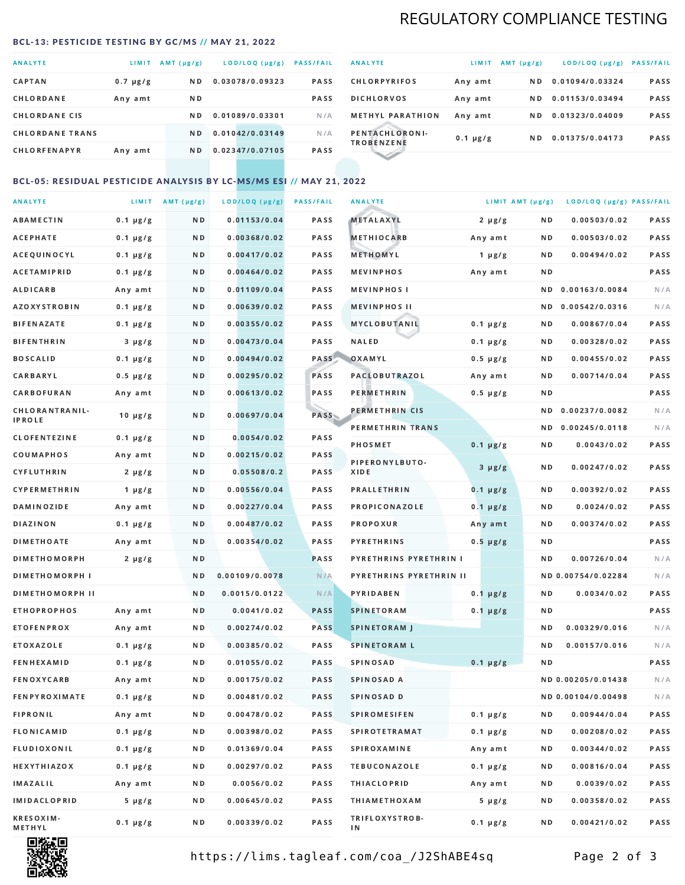# REGULATORY COMPLIANCE TESTING

## BCL-13: PESTICIDE TESTING BY GC/MS // MAY 21, 2022

| ANALYTE | LIMIT | AMT (μg/g) | LOD/LOQ (μg/g) | PASS/FAIL |
|---|---|---|---|---|
| CAPTAN | 0.7 μg/g | ND | 0.03078/0.09323 | PASS |
| CHLORDANE | Any amt | ND | | PASS |
| CHLORDANE CIS | | ND | 0.01089/0.03301 | N/A |
| CHLORDANE TRANS | | ND | 0.01042/0.03149 | N/A |
| CHLORFENAPYR | Any amt | ND | 0.02347/0.07105 | PASS |
| CHLORPYRIFOS | Any amt | ND | 0.01094/0.03324 | PASS |
| DICHLORVOS | Any amt | ND | 0.01153/0.03494 | PASS |
| METHYL PARATHION | Any amt | ND | 0.01323/0.04009 | PASS |
| PENTACHLORONITROBENZENE | 0.1 μg/g | ND | 0.01375/0.04173 | PASS |

## BCL-05: RESIDUAL PESTICIDE ANALYSIS BY LC-MS/MS ESI // MAY 21, 2022

| ANALYTE | LIMIT | AMT (μg/g) | LOD/LOQ (μg/g) | PASS/FAIL |
|---|---|---|---|---|
| ABAMECTIN | 0.1 μg/g | ND | 0.01153/0.04 | PASS |
| ACEPHATE | 0.1 μg/g | ND | 0.00368/0.02 | PASS |
| ACEQUINOCYL | 0.1 μg/g | ND | 0.00417/0.02 | PASS |
| ACETAMIPRID | 0.1 μg/g | ND | 0.00464/0.02 | PASS |
| ALDICARB | Any amt | ND | 0.01109/0.04 | PASS |
| AZOXYSTROBIN | 0.1 μg/g | ND | 0.00639/0.02 | PASS |
| BIFENAZATE | 0.1 μg/g | ND | 0.00355/0.02 | PASS |
| BIFENTHRIN | 3 μg/g | ND | 0.00473/0.04 | PASS |
| BOSCALID | 0.1 μg/g | ND | 0.00494/0.02 | PASS |
| CARBARYL | 0.5 μg/g | ND | 0.00295/0.02 | PASS |
| CARBOFURAN | Any amt | ND | 0.00613/0.02 | PASS |
| CHLORANTRANILIPROLE | 10 μg/g | ND | 0.00697/0.04 | PASS |
| CLOFENTEZINE | 0.1 μg/g | ND | 0.0054/0.02 | PASS |
| COUMAPHOS | Any amt | ND | 0.00215/0.02 | PASS |
| CYFLUTHRIN | 2 μg/g | ND | 0.05508/0.2 | PASS |
| CYPERMETHRIN | 1 μg/g | ND | 0.00556/0.04 | PASS |
| DAMINOZIDE | Any amt | ND | 0.00227/0.04 | PASS |
| DIAZINON | 0.1 μg/g | ND | 0.00487/0.02 | PASS |
| DIMETHOATE | Any amt | ND | 0.00354/0.02 | PASS |
| DIMETHOMORPH | 2 μg/g | ND | | PASS |
| DIMETHOMORPH I | | ND | 0.00109/0.0078 | N/A |
| DIMETHOMORPH II | | ND | 0.0015/0.0122 | N/A |
| ETHOPROPHOS | Any amt | ND | 0.0041/0.02 | PASS |
| ETOFENPROX | Any amt | ND | 0.00274/0.02 | PASS |
| ETOXAZOLE | 0.1 μg/g | ND | 0.00385/0.02 | PASS |
| FENHEXAMID | 0.1 μg/g | ND | 0.01055/0.02 | PASS |
| FENOXYCARB | Any amt | ND | 0.00175/0.02 | PASS |
| FENPYROXIMATE | 0.1 μg/g | ND | 0.00481/0.02 | PASS |
| FIPRONIL | Any amt | ND | 0.00478/0.02 | PASS |
| FLONICAMID | 0.1 μg/g | ND | 0.00398/0.02 | PASS |
| FLUDIOXONIL | 0.1 μg/g | ND | 0.01369/0.04 | PASS |
| HEXYTHIAZOX | 0.1 μg/g | ND | 0.00297/0.02 | PASS |
| IMAZALIL | Any amt | ND | 0.0056/0.02 | PASS |
| IMIDACLOPRID | 5 μg/g | ND | 0.00645/0.02 | PASS |
| KRESOXIM-METHYL | 0.1 μg/g | ND | 0.00339/0.02 | PASS |
| METALAXYL | 2 μg/g | ND | 0.00503/0.02 | PASS |
| METHIOCARB | Any amt | ND | 0.00503/0.02 | PASS |
| METHOMYL | 1 μg/g | ND | 0.00494/0.02 | PASS |
| MEVINPHOS | Any amt | ND | | PASS |
| MEVINPHOS I | | ND | 0.00163/0.0084 | N/A |
| MEVINPHOS II | | ND | 0.00542/0.0316 | N/A |
| MYCLOBUTANIL | 0.1 μg/g | ND | 0.00867/0.04 | PASS |
| NALED | 0.1 μg/g | ND | 0.00328/0.02 | PASS |
| OXAMYL | 0.5 μg/g | ND | 0.00455/0.02 | PASS |
| PACLOBUTRAZOL | Any amt | ND | 0.00714/0.04 | PASS |
| PERMETHRIN | 0.5 μg/g | ND | | PASS |
| PERMETHRIN CIS | | ND | 0.00237/0.0082 | N/A |
| PERMETHRIN TRANS | | ND | 0.00245/0.0118 | N/A |
| PHOSMET | 0.1 μg/g | ND | 0.0043/0.02 | PASS |
| PIPERONYLBUTOXIDE | 3 μg/g | ND | 0.00247/0.02 | PASS |
| PRALLETHRIN | 0.1 μg/g | ND | 0.00392/0.02 | PASS |
| PROPICONAZOLE | 0.1 μg/g | ND | 0.0024/0.02 | PASS |
| PROPOXUR | Any amt | ND | 0.00374/0.02 | PASS |
| PYRETHRINS | 0.5 μg/g | ND | | PASS |
| PYRETHRINS PYRETHRIN I | | ND | 0.00726/0.04 | N/A |
| PYRETHRINS PYRETHRIN II | | ND | 0.00754/0.02284 | N/A |
| PYRIDABEN | 0.1 μg/g | ND | 0.0034/0.02 | PASS |
| SPINETORAM | 0.1 μg/g | ND | | PASS |
| SPINETORAM J | | ND | 0.00329/0.016 | N/A |
| SPINETORAM L | | ND | 0.00157/0.016 | N/A |
| SPINOSAD | 0.1 μg/g | ND | | PASS |
| SPINOSAD A | | ND | 0.00205/0.01438 | N/A |
| SPINOSAD D | | ND | 0.00104/0.00498 | N/A |
| SPIROMESIFEN | 0.1 μg/g | ND | 0.00944/0.04 | PASS |
| SPIROTETRAMAT | 0.1 μg/g | ND | 0.00208/0.02 | PASS |
| SPIROXAMINE | Any amt | ND | 0.00344/0.02 | PASS |
| TEBUCONAZOLE | 0.1 μg/g | ND | 0.00816/0.04 | PASS |
| THIACLOPRID | Any amt | ND | 0.0039/0.02 | PASS |
| THIAMETHOXAM | 5 μg/g | ND | 0.00358/0.02 | PASS |
| TRIFLOXYSTROBIN | 0.1 μg/g | ND | 0.00421/0.02 | PASS |

https://lims.tagleaf.com/coa_/J2ShABE4sq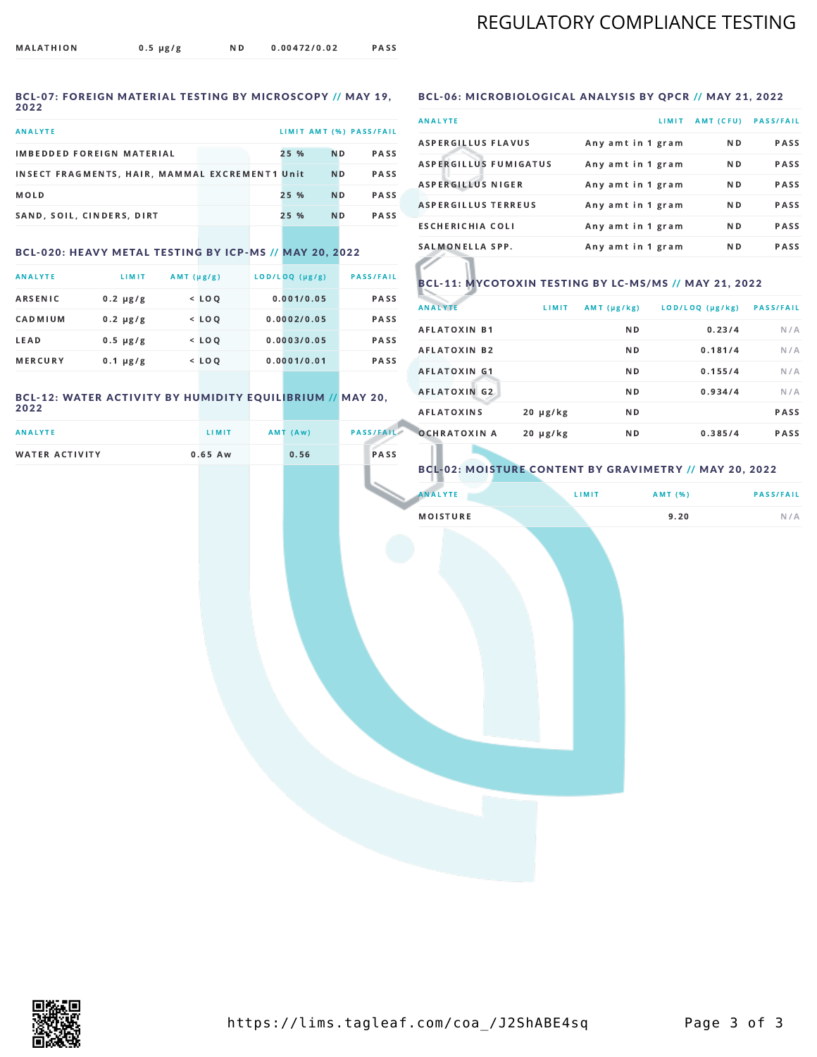# REGULATORY COMPLIANCE TESTING

| | | | | |
|---|---|---|---|---|
| MALATHION | 0.5 µg/g | ND | 0.00472/0.02 | PASS |

## BCL-07: FOREIGN MATERIAL TESTING BY MICROSCOPY // MAY 19, 2022

| ANALYTE | LIMIT | AMT (%) | PASS/FAIL |
|---|---|---|---|
| IMBEDDED FOREIGN MATERIAL | 25 % | ND | PASS |
| INSECT FRAGMENTS, HAIR, MAMMAL EXCREMENT | 1 Unit | ND | PASS |
| MOLD | 25 % | ND | PASS |
| SAND, SOIL, CINDERS, DIRT | 25 % | ND | PASS |

## BCL-020: HEAVY METAL TESTING BY ICP-MS // MAY 20, 2022

| ANALYTE | LIMIT | AMT (µg/g) | LOD/LOQ (µg/g) | PASS/FAIL |
|---|---|---|---|---|
| ARSENIC | 0.2 µg/g | < LOQ | 0.001/0.05 | PASS |
| CADMIUM | 0.2 µg/g | < LOQ | 0.0002/0.05 | PASS |
| LEAD | 0.5 µg/g | < LOQ | 0.0003/0.05 | PASS |
| MERCURY | 0.1 µg/g | < LOQ | 0.0001/0.01 | PASS |

## BCL-12: WATER ACTIVITY BY HUMIDITY EQUILIBRIUM // MAY 20, 2022

| ANALYTE | LIMIT | AMT (Aw) | PASS/FAIL |
|---|---|---|---|
| WATER ACTIVITY | 0.65 Aw | 0.56 | PASS |

## BCL-06: MICROBIOLOGICAL ANALYSIS BY QPCR // MAY 21, 2022

| ANALYTE | LIMIT | AMT (CFU) | PASS/FAIL |
|---|---|---|---|
| ASPERGILLUS FLAVUS | Any amt in 1 gram | ND | PASS |
| ASPERGILLUS FUMIGATUS | Any amt in 1 gram | ND | PASS |
| ASPERGILLUS NIGER | Any amt in 1 gram | ND | PASS |
| ASPERGILLUS TERREUS | Any amt in 1 gram | ND | PASS |
| ESCHERICHIA COLI | Any amt in 1 gram | ND | PASS |
| SALMONELLA SPP. | Any amt in 1 gram | ND | PASS |

## BCL-11: MYCOTOXIN TESTING BY LC-MS/MS // MAY 21, 2022

| ANALYTE | LIMIT | AMT (µg/kg) | LOD/LOQ (µg/kg) | PASS/FAIL |
|---|---|---|---|---|
| AFLATOXIN B1 | | ND | 0.23/4 | N/A |
| AFLATOXIN B2 | | ND | 0.181/4 | N/A |
| AFLATOXIN G1 | | ND | 0.155/4 | N/A |
| AFLATOXIN G2 | | ND | 0.934/4 | N/A |
| AFLATOXINS | 20 µg/kg | ND | | PASS |
| OCHRATOXIN A | 20 µg/kg | ND | 0.385/4 | PASS |

## BCL-02: MOISTURE CONTENT BY GRAVIMETRY // MAY 20, 2022

| ANALYTE | LIMIT | AMT (%) | PASS/FAIL |
|---|---|---|---|
| MOISTURE | | 9.20 | N/A |

https://lims.tagleaf.com/coa_/J2ShABE4sq